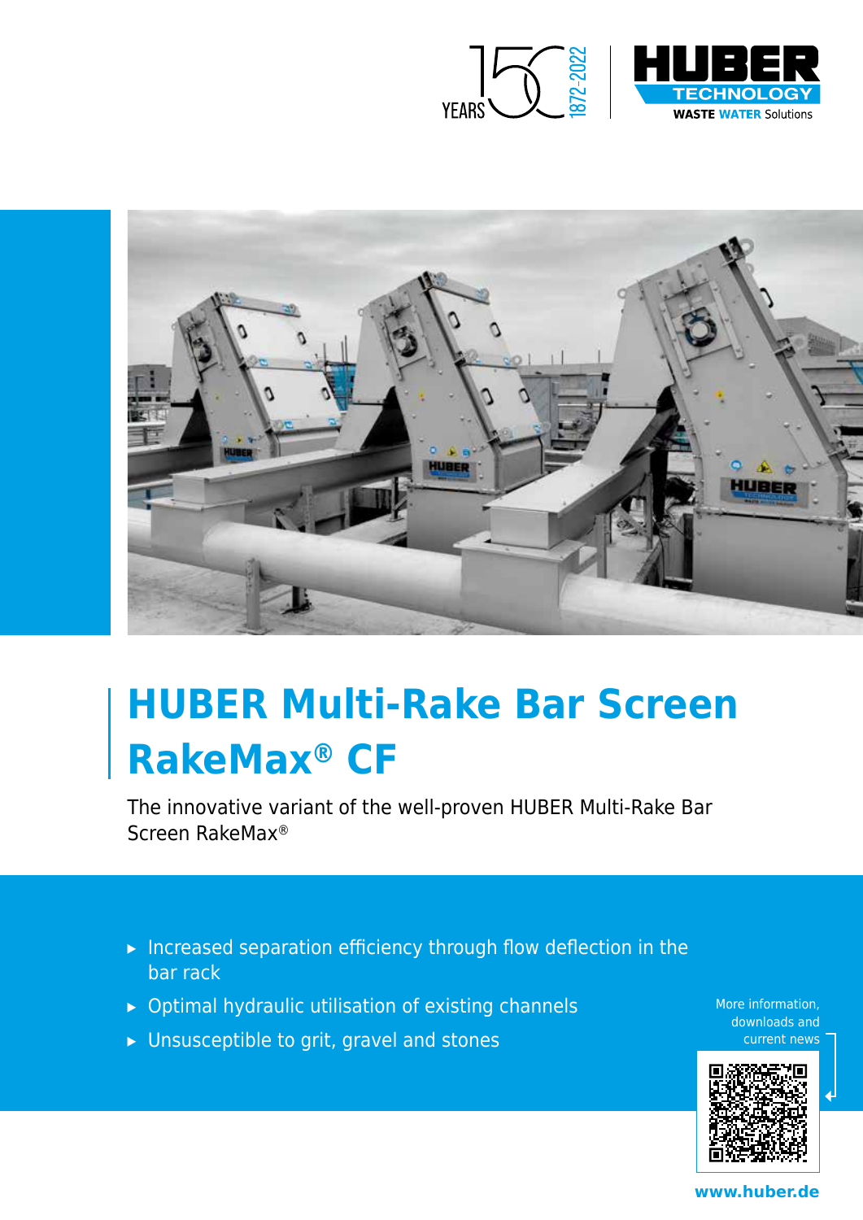# HUBER Multi-Rake Bar Screen RakeMax® CF

The innovative variant of the well-proven HUBER Multi-Rake Bar Screen RakeMax®

- Increased separation efficiency through flow deflection in the bar rack
- Optimal hydraulic utilisation of existing channels
- Unsusceptible to grit, gravel and stones

More information, downloads and current news

www.huber.de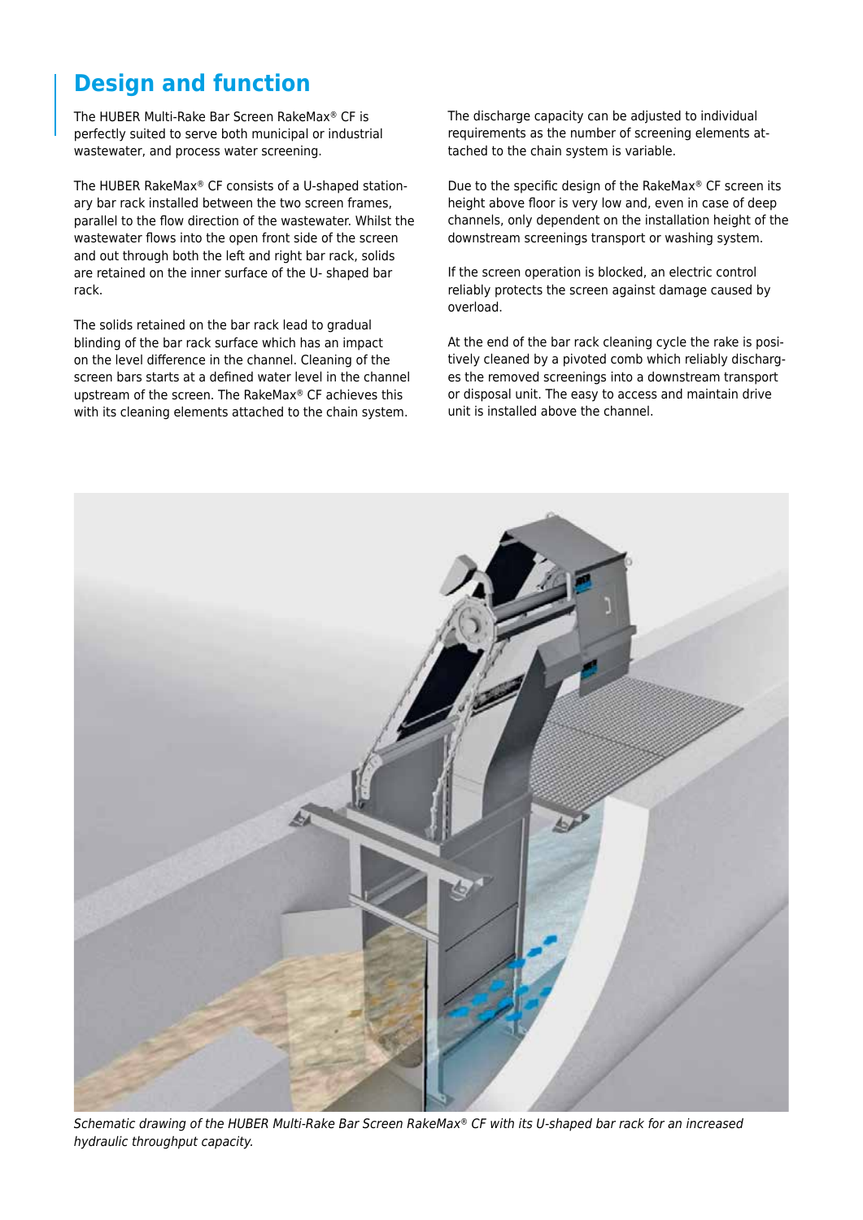## Design and function

The HUBER Multi-Rake Bar Screen RakeMax® CF is perfectly suited to serve both municipal or industrial wastewater, and process water screening.

The HUBER RakeMax® CF consists of a U-shaped stationary bar rack installed between the two screen frames, parallel to the flow direction of the wastewater. Whilst the wastewater flows into the open front side of the screen and out through both the left and right bar rack, solids are retained on the inner surface of the U- shaped bar rack.

The solids retained on the bar rack lead to gradual blinding of the bar rack surface which has an impact on the level difference in the channel. Cleaning of the screen bars starts at a defined water level in the channel upstream of the screen. The RakeMax® CF achieves this with its cleaning elements attached to the chain system.

The discharge capacity can be adjusted to individual requirements as the number of screening elements attached to the chain system is variable.

Due to the specific design of the RakeMax® CF screen its height above floor is very low and, even in case of deep channels, only dependent on the installation height of the downstream screenings transport or washing system.

If the screen operation is blocked, an electric control reliably protects the screen against damage caused by overload.

At the end of the bar rack cleaning cycle the rake is positively cleaned by a pivoted comb which reliably discharges the removed screenings into a downstream transport or disposal unit. The easy to access and maintain drive unit is installed above the channel.

*Schematic drawing of the HUBER Multi-Rake Bar Screen RakeMax® CF with its U-shaped bar rack for an increased hydraulic throughput capacity.*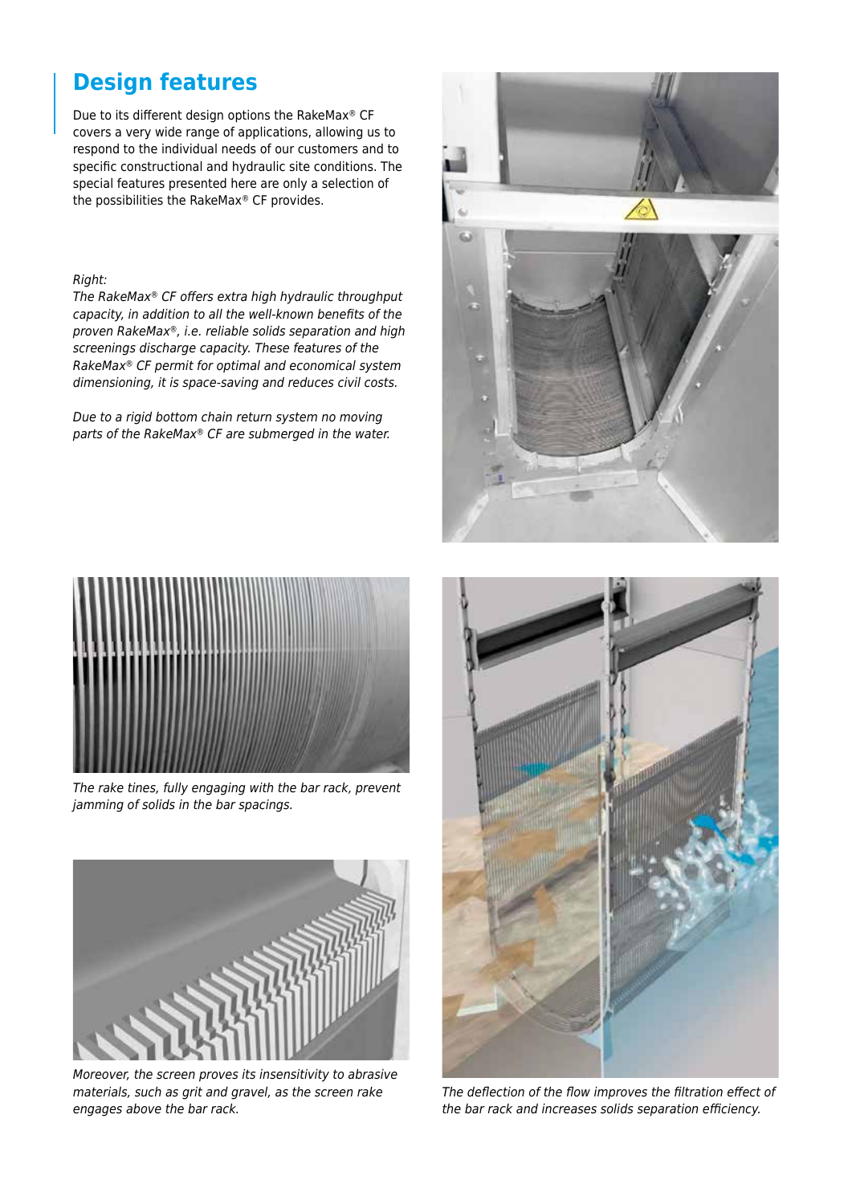## Design features

Due to its different design options the RakeMax® CF covers a very wide range of applications, allowing us to respond to the individual needs of our customers and to specific constructional and hydraulic site conditions. The special features presented here are only a selection of the possibilities the RakeMax® CF provides.

*Right:*
*The RakeMax® CF offers extra high hydraulic throughput capacity, in addition to all the well-known benefits of the proven RakeMax®, i.e. reliable solids separation and high screenings discharge capacity. These features of the RakeMax® CF permit for optimal and economical system dimensioning, it is space-saving and reduces civil costs.*

*Due to a rigid bottom chain return system no moving parts of the RakeMax® CF are submerged in the water.*

*The rake tines, fully engaging with the bar rack, prevent jamming of solids in the bar spacings.*

*Moreover, the screen proves its insensitivity to abrasive materials, such as grit and gravel, as the screen rake engages above the bar rack.*

*The deflection of the flow improves the filtration effect of the bar rack and increases solids separation efficiency.*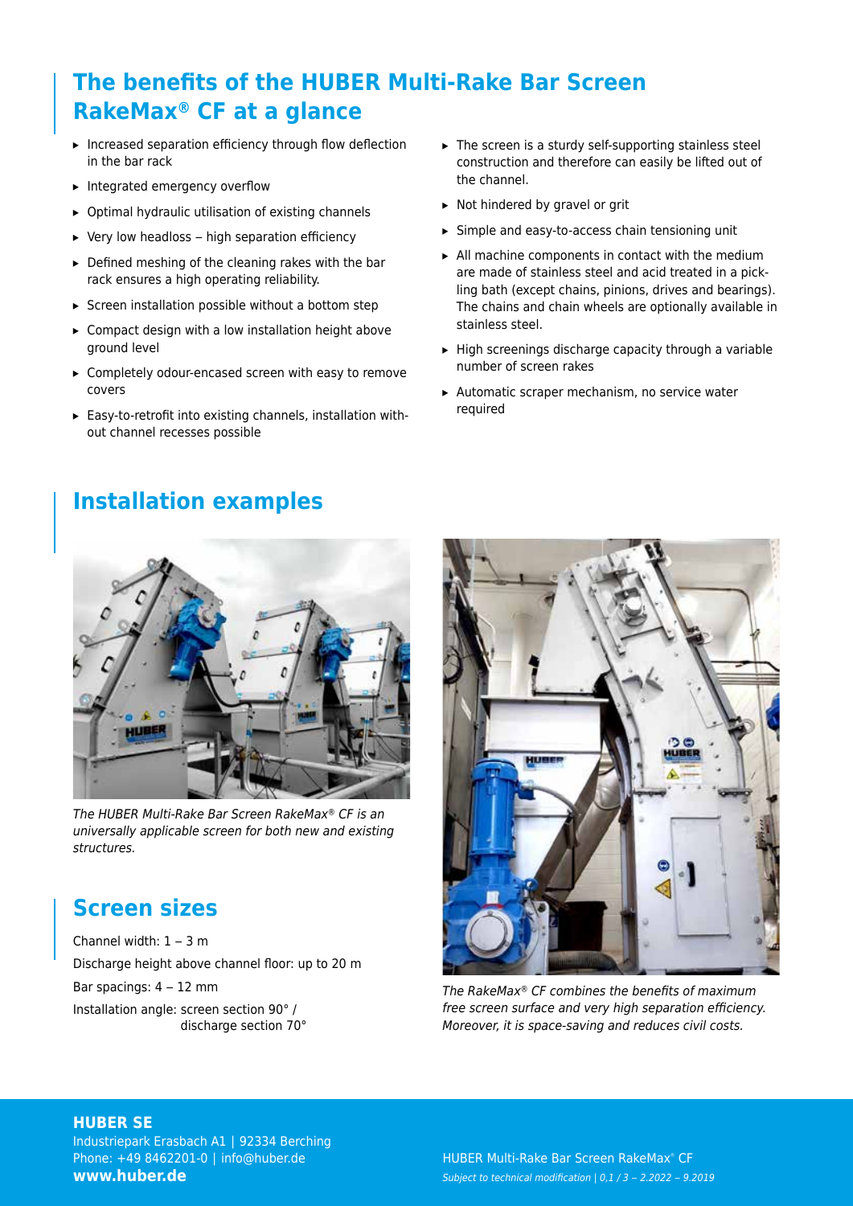## The benefits of the HUBER Multi-Rake Bar Screen RakeMax® CF at a glance

- Increased separation efficiency through flow deflection in the bar rack
- Integrated emergency overflow
- Optimal hydraulic utilisation of existing channels
- Very low headloss – high separation efficiency
- Defined meshing of the cleaning rakes with the bar rack ensures a high operating reliability.
- Screen installation possible without a bottom step
- Compact design with a low installation height above ground level
- Completely odour-encased screen with easy to remove covers
- Easy-to-retrofit into existing channels, installation without channel recesses possible
- The screen is a sturdy self-supporting stainless steel construction and therefore can easily be lifted out of the channel.
- Not hindered by gravel or grit
- Simple and easy-to-access chain tensioning unit
- All machine components in contact with the medium are made of stainless steel and acid treated in a pickling bath (except chains, pinions, drives and bearings). The chains and chain wheels are optionally available in stainless steel.
- High screenings discharge capacity through a variable number of screen rakes
- Automatic scraper mechanism, no service water required

## Installation examples

*The HUBER Multi-Rake Bar Screen RakeMax® CF is an universally applicable screen for both new and existing structures.*

*The RakeMax® CF combines the benefits of maximum free screen surface and very high separation efficiency. Moreover, it is space-saving and reduces civil costs.*

## Screen sizes

Channel width: 1 – 3 m

Discharge height above channel floor: up to 20 m

Bar spacings: 4 – 12 mm

Installation angle: screen section 90° / discharge section 70°

**HUBER SE**
Industriepark Erasbach A1 | 92334 Berching
Phone: +49 8462201-0 | info@huber.de
**www.huber.de**

HUBER Multi-Rake Bar Screen RakeMax® CF
*Subject to technical modification | 0,1 / 3 – 2.2022 – 9.2019*